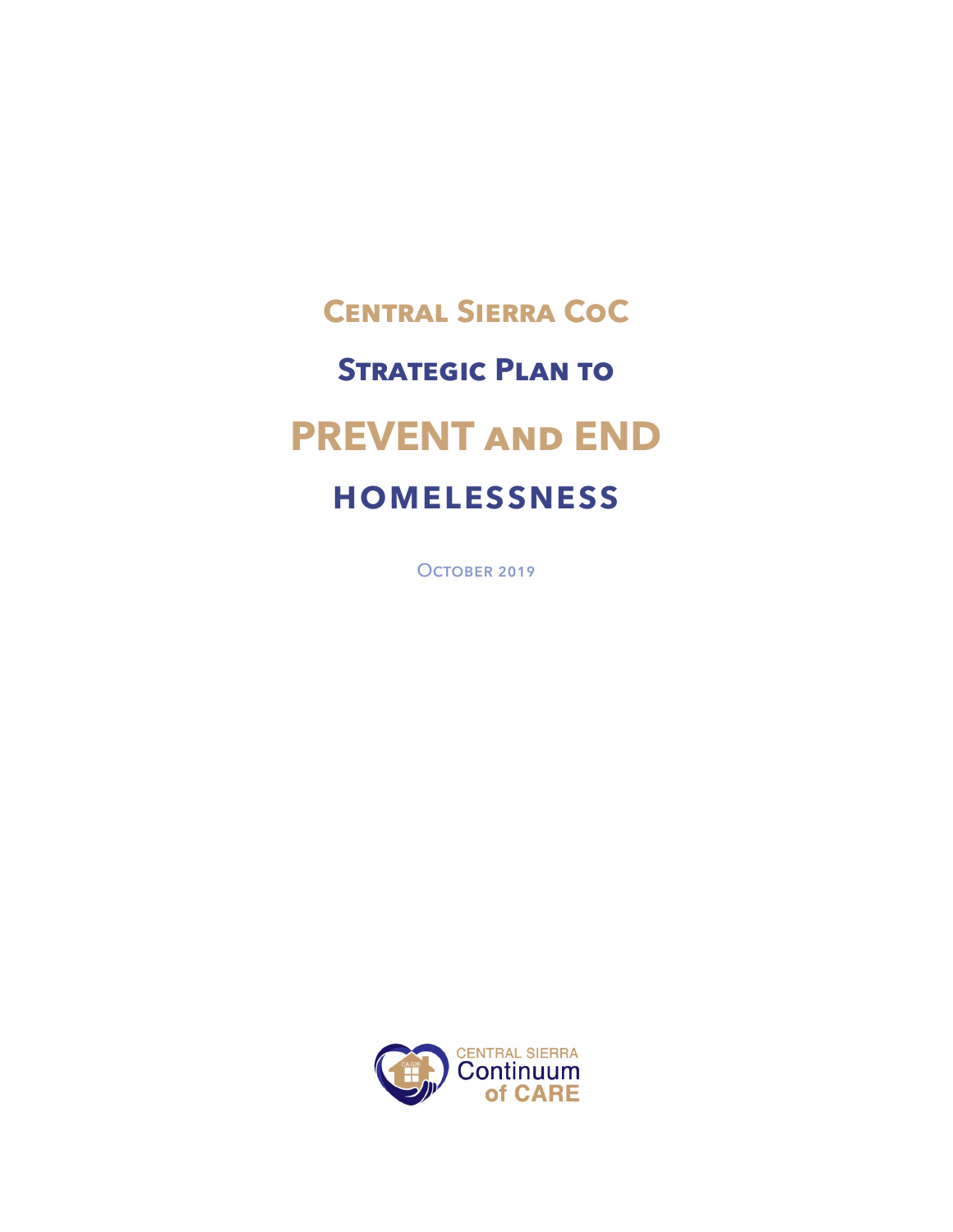# Central Sierra CoC

## Strategic Plan to

# PREVENT and END

# HOMELESSNESS

October 2019

CENTRAL SIERRA Continuum of CARE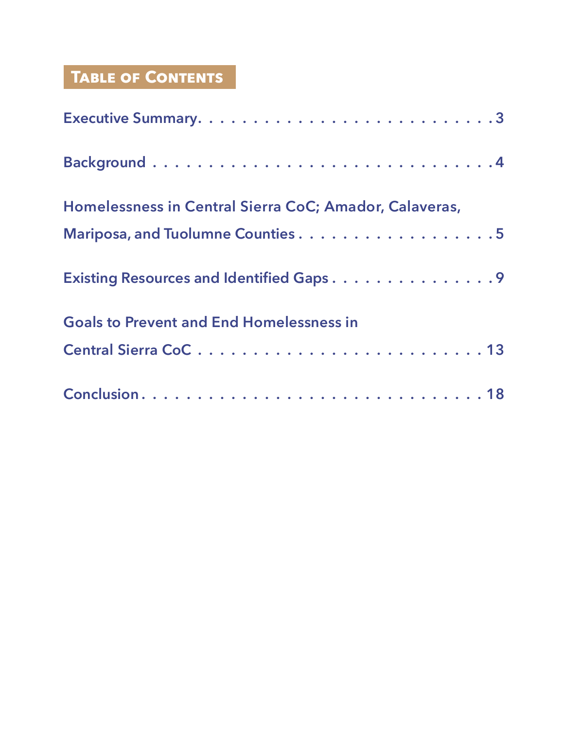## Table of Contents

Executive Summary . . . . . . . . . . . . . . . . . . . . . . . . . . 3

Background . . . . . . . . . . . . . . . . . . . . . . . . . . . . . 4

Homelessness in Central Sierra CoC; Amador, Calaveras, Mariposa, and Tuolumne Counties . . . . . . . . . . . . . . . . . . 5

Existing Resources and Identified Gaps . . . . . . . . . . . . . . . 9

Goals to Prevent and End Homelessness in Central Sierra CoC . . . . . . . . . . . . . . . . . . . . . . . . . 13

Conclusion . . . . . . . . . . . . . . . . . . . . . . . . . . . . 18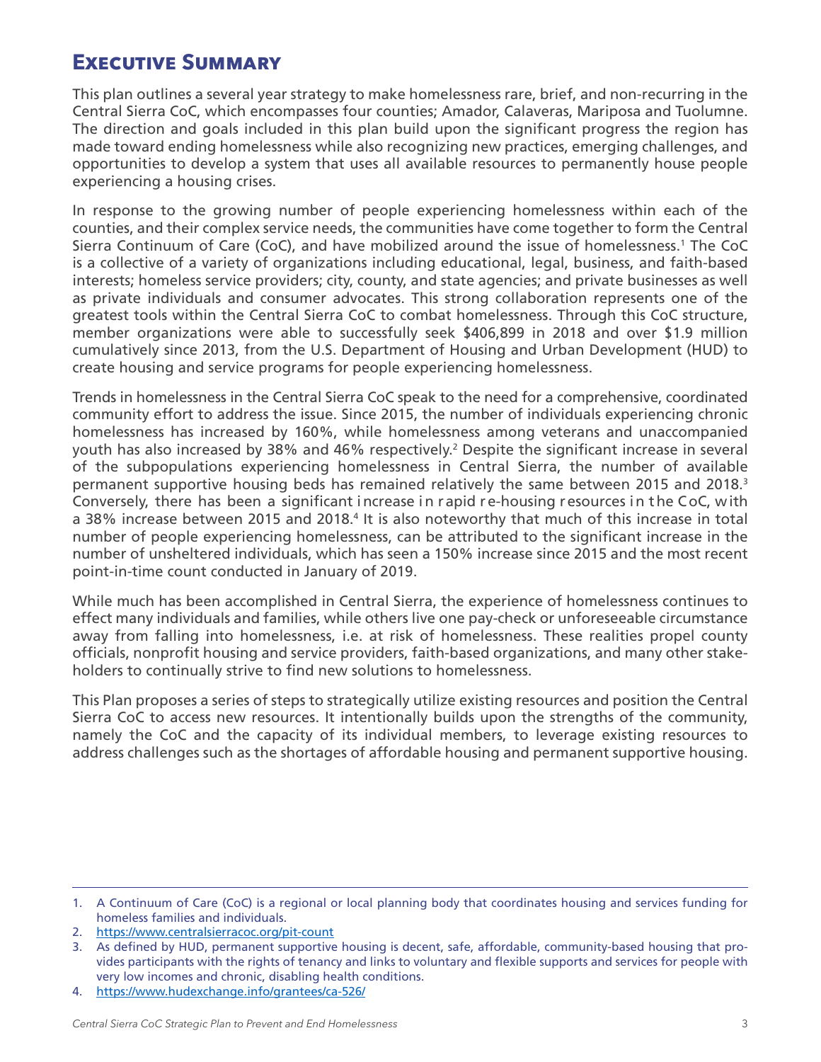# Executive Summary

This plan outlines a several year strategy to make homelessness rare, brief, and non-recurring in the Central Sierra CoC, which encompasses four counties; Amador, Calaveras, Mariposa and Tuolumne. The direction and goals included in this plan build upon the significant progress the region has made toward ending homelessness while also recognizing new practices, emerging challenges, and opportunities to develop a system that uses all available resources to permanently house people experiencing a housing crises.

In response to the growing number of people experiencing homelessness within each of the counties, and their complex service needs, the communities have come together to form the Central Sierra Continuum of Care (CoC), and have mobilized around the issue of homelessness.[1] The CoC is a collective of a variety of organizations including educational, legal, business, and faith-based interests; homeless service providers; city, county, and state agencies; and private businesses as well as private individuals and consumer advocates. This strong collaboration represents one of the greatest tools within the Central Sierra CoC to combat homelessness. Through this CoC structure, member organizations were able to successfully seek $406,899 in 2018 and over $1.9 million cumulatively since 2013, from the U.S. Department of Housing and Urban Development (HUD) to create housing and service programs for people experiencing homelessness.

Trends in homelessness in the Central Sierra CoC speak to the need for a comprehensive, coordinated community effort to address the issue. Since 2015, the number of individuals experiencing chronic homelessness has increased by 160%, while homelessness among veterans and unaccompanied youth has also increased by 38% and 46% respectively.[2] Despite the significant increase in several of the subpopulations experiencing homelessness in Central Sierra, the number of available permanent supportive housing beds has remained relatively the same between 2015 and 2018.[3] Conversely, there has been a significant increase in rapid re-housing resources in the CoC, with a 38% increase between 2015 and 2018.[4] It is also noteworthy that much of this increase in total number of people experiencing homelessness, can be attributed to the significant increase in the number of unsheltered individuals, which has seen a 150% increase since 2015 and the most recent point-in-time count conducted in January of 2019.

While much has been accomplished in Central Sierra, the experience of homelessness continues to effect many individuals and families, while others live one pay-check or unforeseeable circumstance away from falling into homelessness, i.e. at risk of homelessness. These realities propel county officials, nonprofit housing and service providers, faith-based organizations, and many other stakeholders to continually strive to find new solutions to homelessness.

This Plan proposes a series of steps to strategically utilize existing resources and position the Central Sierra CoC to access new resources. It intentionally builds upon the strengths of the community, namely the CoC and the capacity of its individual members, to leverage existing resources to address challenges such as the shortages of affordable housing and permanent supportive housing.

---

1. A Continuum of Care (CoC) is a regional or local planning body that coordinates housing and services funding for homeless families and individuals.
2. https://www.centralsierracoc.org/pit-count
3. As defined by HUD, permanent supportive housing is decent, safe, affordable, community-based housing that provides participants with the rights of tenancy and links to voluntary and flexible supports and services for people with very low incomes and chronic, disabling health conditions.
4. https://www.hudexchange.info/grantees/ca-526/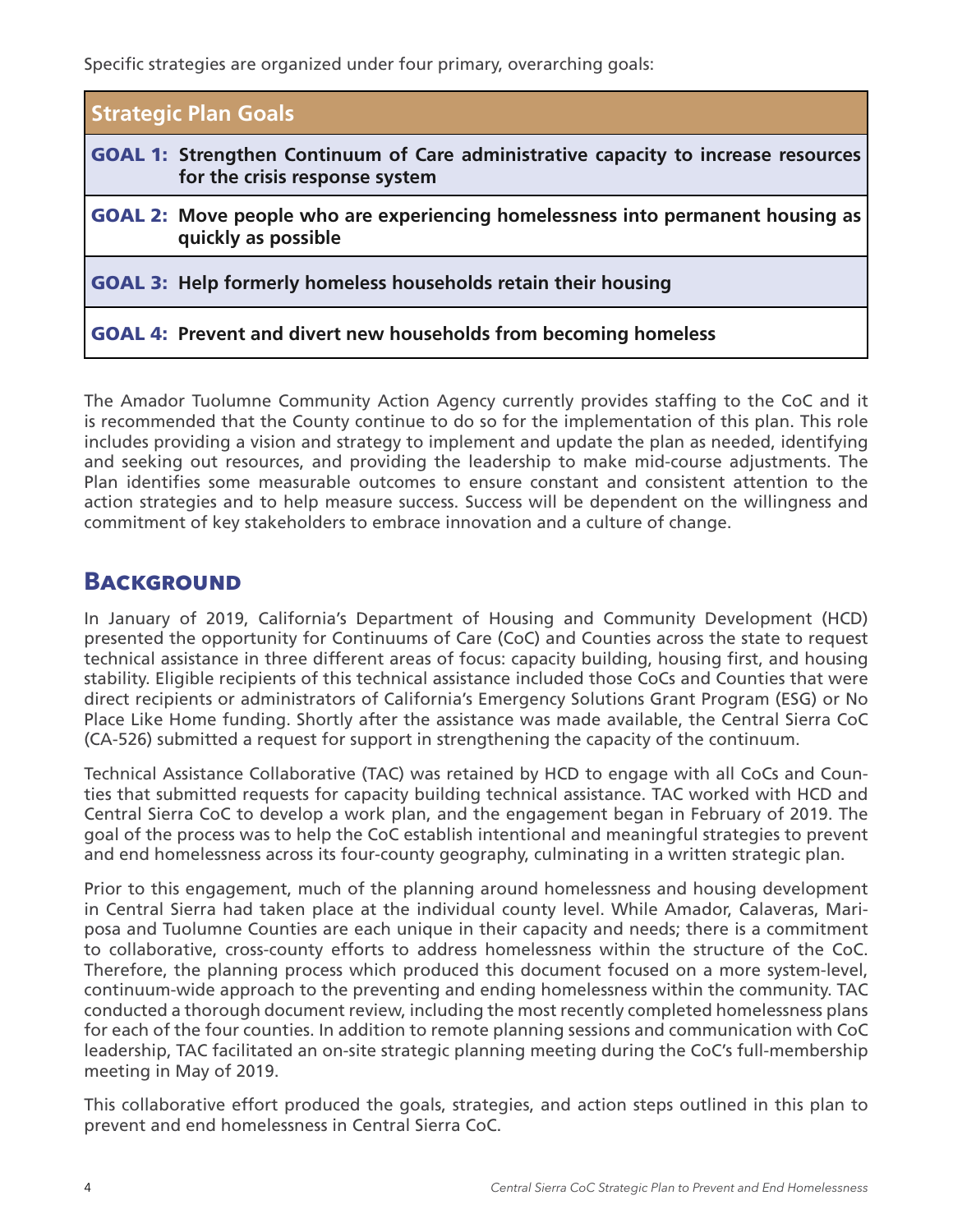Specific strategies are organized under four primary, overarching goals:

| Strategic Plan Goals |
| --- |
| **GOAL 1: Strengthen Continuum of Care administrative capacity to increase resources for the crisis response system** |
| **GOAL 2: Move people who are experiencing homelessness into permanent housing as quickly as possible** |
| **GOAL 3: Help formerly homeless households retain their housing** |
| **GOAL 4: Prevent and divert new households from becoming homeless** |

The Amador Tuolumne Community Action Agency currently provides staffing to the CoC and it is recommended that the County continue to do so for the implementation of this plan. This role includes providing a vision and strategy to implement and update the plan as needed, identifying and seeking out resources, and providing the leadership to make mid-course adjustments. The Plan identifies some measurable outcomes to ensure constant and consistent attention to the action strategies and to help measure success. Success will be dependent on the willingness and commitment of key stakeholders to embrace innovation and a culture of change.

## Background

In January of 2019, California's Department of Housing and Community Development (HCD) presented the opportunity for Continuums of Care (CoC) and Counties across the state to request technical assistance in three different areas of focus: capacity building, housing first, and housing stability. Eligible recipients of this technical assistance included those CoCs and Counties that were direct recipients or administrators of California's Emergency Solutions Grant Program (ESG) or No Place Like Home funding. Shortly after the assistance was made available, the Central Sierra CoC (CA-526) submitted a request for support in strengthening the capacity of the continuum.

Technical Assistance Collaborative (TAC) was retained by HCD to engage with all CoCs and Counties that submitted requests for capacity building technical assistance. TAC worked with HCD and Central Sierra CoC to develop a work plan, and the engagement began in February of 2019. The goal of the process was to help the CoC establish intentional and meaningful strategies to prevent and end homelessness across its four-county geography, culminating in a written strategic plan.

Prior to this engagement, much of the planning around homelessness and housing development in Central Sierra had taken place at the individual county level. While Amador, Calaveras, Mariposa and Tuolumne Counties are each unique in their capacity and needs; there is a commitment to collaborative, cross-county efforts to address homelessness within the structure of the CoC. Therefore, the planning process which produced this document focused on a more system-level, continuum-wide approach to the preventing and ending homelessness within the community. TAC conducted a thorough document review, including the most recently completed homelessness plans for each of the four counties. In addition to remote planning sessions and communication with CoC leadership, TAC facilitated an on-site strategic planning meeting during the CoC's full-membership meeting in May of 2019.

This collaborative effort produced the goals, strategies, and action steps outlined in this plan to prevent and end homelessness in Central Sierra CoC.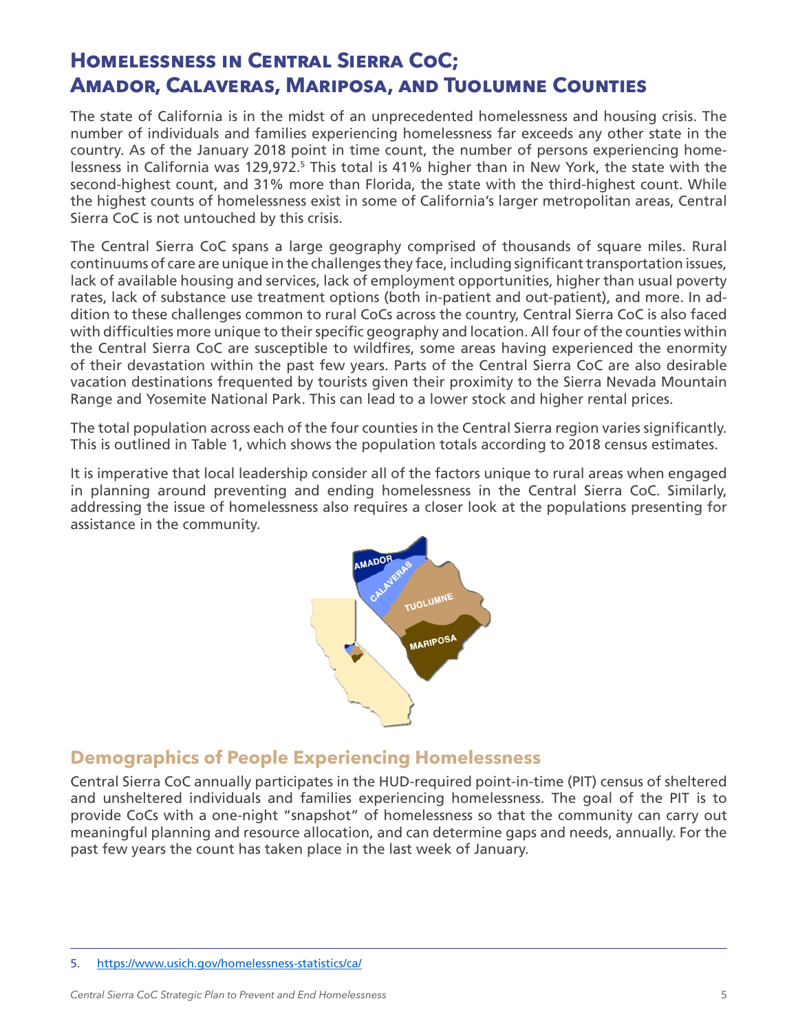# Homelessness in Central Sierra CoC; Amador, Calaveras, Mariposa, and Tuolumne Counties

The state of California is in the midst of an unprecedented homelessness and housing crisis. The number of individuals and families experiencing homelessness far exceeds any other state in the country. As of the January 2018 point in time count, the number of persons experiencing homelessness in California was 129,972.[5] This total is 41% higher than in New York, the state with the second-highest count, and 31% more than Florida, the state with the third-highest count. While the highest counts of homelessness exist in some of California's larger metropolitan areas, Central Sierra CoC is not untouched by this crisis.

The Central Sierra CoC spans a large geography comprised of thousands of square miles. Rural continuums of care are unique in the challenges they face, including significant transportation issues, lack of available housing and services, lack of employment opportunities, higher than usual poverty rates, lack of substance use treatment options (both in-patient and out-patient), and more. In addition to these challenges common to rural CoCs across the country, Central Sierra CoC is also faced with difficulties more unique to their specific geography and location. All four of the counties within the Central Sierra CoC are susceptible to wildfires, some areas having experienced the enormity of their devastation within the past few years. Parts of the Central Sierra CoC are also desirable vacation destinations frequented by tourists given their proximity to the Sierra Nevada Mountain Range and Yosemite National Park. This can lead to a lower stock and higher rental prices.

The total population across each of the four counties in the Central Sierra region varies significantly. This is outlined in Table 1, which shows the population totals according to 2018 census estimates.

It is imperative that local leadership consider all of the factors unique to rural areas when engaged in planning around preventing and ending homelessness in the Central Sierra CoC. Similarly, addressing the issue of homelessness also requires a closer look at the populations presenting for assistance in the community.

## Demographics of People Experiencing Homelessness

Central Sierra CoC annually participates in the HUD-required point-in-time (PIT) census of sheltered and unsheltered individuals and families experiencing homelessness. The goal of the PIT is to provide CoCs with a one-night "snapshot" of homelessness so that the community can carry out meaningful planning and resource allocation, and can determine gaps and needs, annually. For the past few years the count has taken place in the last week of January.

5. https://www.usich.gov/homelessness-statistics/ca/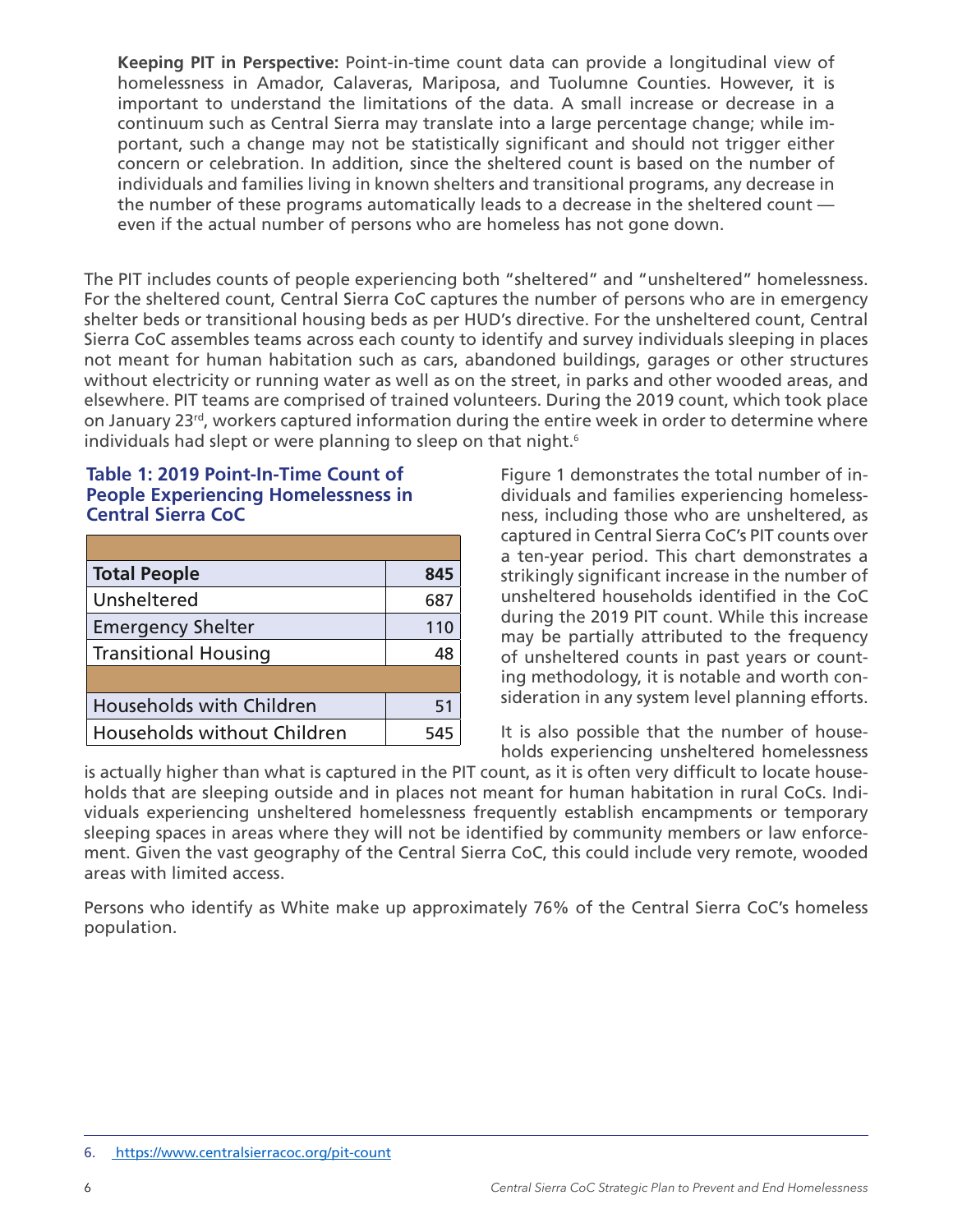**Keeping PIT in Perspective:** Point-in-time count data can provide a longitudinal view of homelessness in Amador, Calaveras, Mariposa, and Tuolumne Counties. However, it is important to understand the limitations of the data. A small increase or decrease in a continuum such as Central Sierra may translate into a large percentage change; while important, such a change may not be statistically significant and should not trigger either concern or celebration. In addition, since the sheltered count is based on the number of individuals and families living in known shelters and transitional programs, any decrease in the number of these programs automatically leads to a decrease in the sheltered count — even if the actual number of persons who are homeless has not gone down.

The PIT includes counts of people experiencing both "sheltered" and "unsheltered" homelessness. For the sheltered count, Central Sierra CoC captures the number of persons who are in emergency shelter beds or transitional housing beds as per HUD's directive. For the unsheltered count, Central Sierra CoC assembles teams across each county to identify and survey individuals sleeping in places not meant for human habitation such as cars, abandoned buildings, garages or other structures without electricity or running water as well as on the street, in parks and other wooded areas, and elsewhere. PIT teams are comprised of trained volunteers. During the 2019 count, which took place on January 23rd, workers captured information during the entire week in order to determine where individuals had slept or were planning to sleep on that night.[6]

**Table 1: 2019 Point-In-Time Count of People Experiencing Homelessness in Central Sierra CoC**

| | |
|---|---|
| **Total People** | **845** |
| Unsheltered | 687 |
| Emergency Shelter | 110 |
| Transitional Housing | 48 |
| | |
| Households with Children | 51 |
| Households without Children | 545 |

Figure 1 demonstrates the total number of individuals and families experiencing homelessness, including those who are unsheltered, as captured in Central Sierra CoC's PIT counts over a ten-year period. This chart demonstrates a strikingly significant increase in the number of unsheltered households identified in the CoC during the 2019 PIT count. While this increase may be partially attributed to the frequency of unsheltered counts in past years or counting methodology, it is notable and worth consideration in any system level planning efforts.

It is also possible that the number of households experiencing unsheltered homelessness is actually higher than what is captured in the PIT count, as it is often very difficult to locate households that are sleeping outside and in places not meant for human habitation in rural CoCs. Individuals experiencing unsheltered homelessness frequently establish encampments or temporary sleeping spaces in areas where they will not be identified by community members or law enforcement. Given the vast geography of the Central Sierra CoC, this could include very remote, wooded areas with limited access.

Persons who identify as White make up approximately 76% of the Central Sierra CoC's homeless population.

6. https://www.centralsierracoc.org/pit-count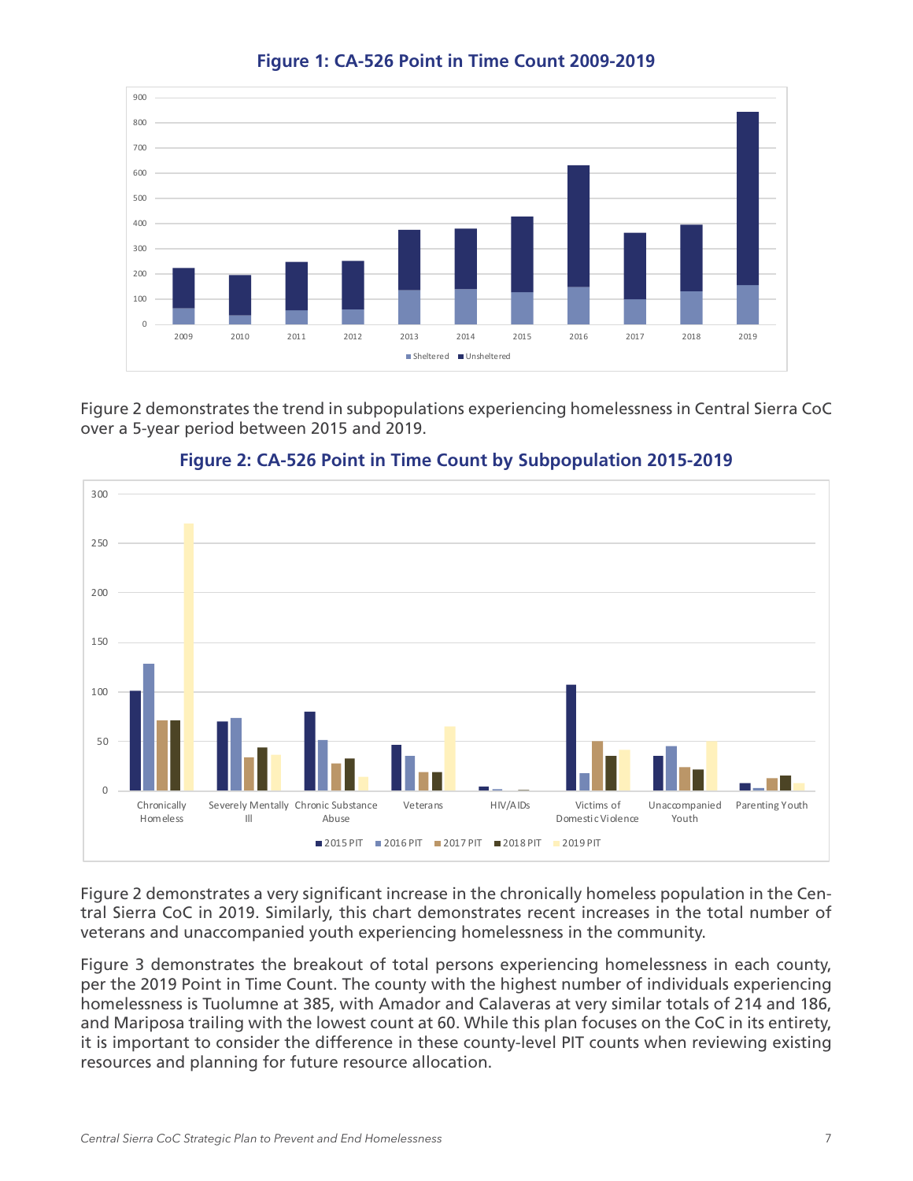**Figure 1: CA-526 Point in Time Count 2009-2019**

Figure 2 demonstrates the trend in subpopulations experiencing homelessness in Central Sierra CoC over a 5-year period between 2015 and 2019.

**Figure 2: CA-526 Point in Time Count by Subpopulation 2015-2019**

Figure 2 demonstrates a very significant increase in the chronically homeless population in the Central Sierra CoC in 2019. Similarly, this chart demonstrates recent increases in the total number of veterans and unaccompanied youth experiencing homelessness in the community.

Figure 3 demonstrates the breakout of total persons experiencing homelessness in each county, per the 2019 Point in Time Count. The county with the highest number of individuals experiencing homelessness is Tuolumne at 385, with Amador and Calaveras at very similar totals of 214 and 186, and Mariposa trailing with the lowest count at 60. While this plan focuses on the CoC in its entirety, it is important to consider the difference in these county-level PIT counts when reviewing existing resources and planning for future resource allocation.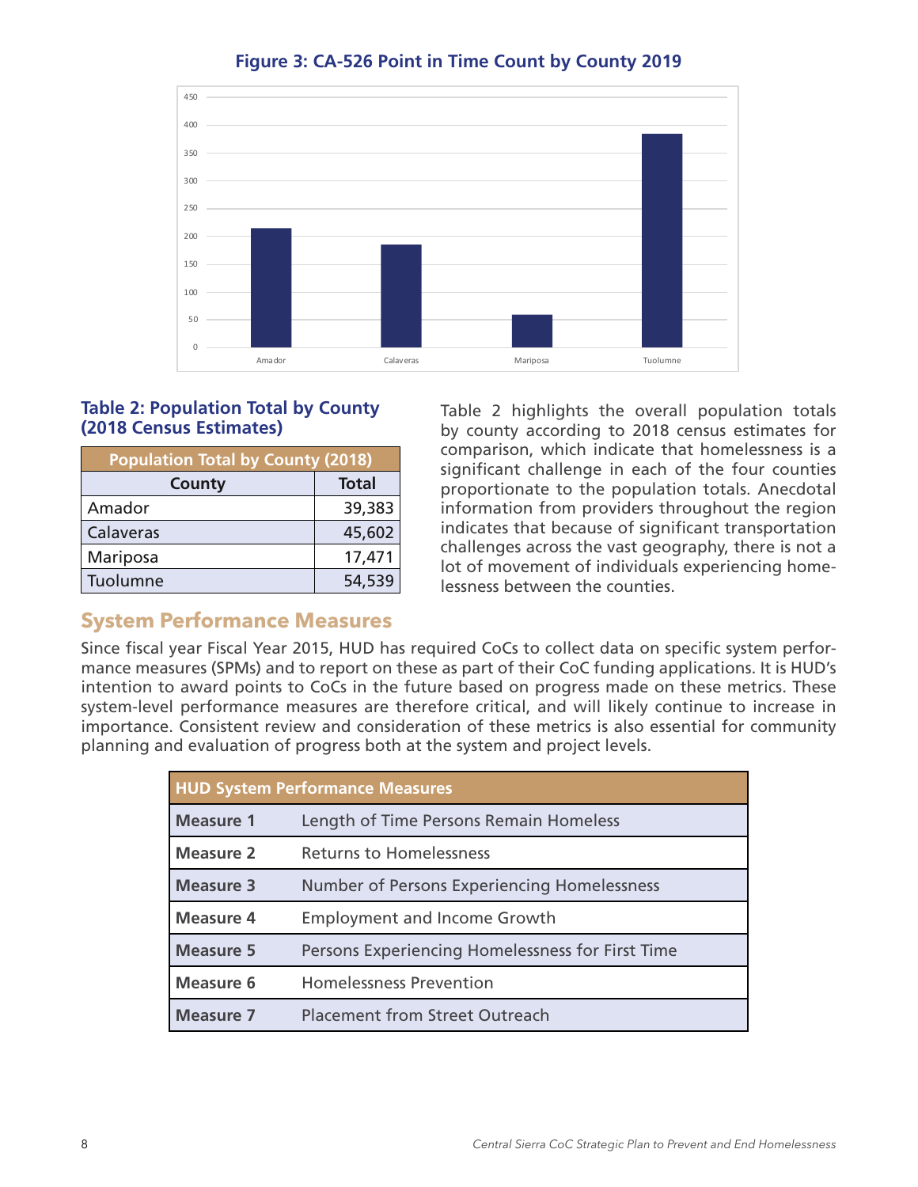**Figure 3: CA-526 Point in Time Count by County 2019**

**Table 2: Population Total by County (2018 Census Estimates)**

| Population Total by County (2018) | |
|---|---|
| **County** | **Total** |
| Amador | 39,383 |
| Calaveras | 45,602 |
| Mariposa | 17,471 |
| Tuolumne | 54,539 |

Table 2 highlights the overall population totals by county according to 2018 census estimates for comparison, which indicate that homelessness is a significant challenge in each of the four counties proportionate to the population totals. Anecdotal information from providers throughout the region indicates that because of significant transportation challenges across the vast geography, there is not a lot of movement of individuals experiencing homelessness between the counties.

## System Performance Measures

Since fiscal year Fiscal Year 2015, HUD has required CoCs to collect data on specific system performance measures (SPMs) and to report on these as part of their CoC funding applications. It is HUD's intention to award points to CoCs in the future based on progress made on these metrics. These system-level performance measures are therefore critical, and will likely continue to increase in importance. Consistent review and consideration of these metrics is also essential for community planning and evaluation of progress both at the system and project levels.

| HUD System Performance Measures | |
|---|---|
| **Measure 1** | Length of Time Persons Remain Homeless |
| **Measure 2** | Returns to Homelessness |
| **Measure 3** | Number of Persons Experiencing Homelessness |
| **Measure 4** | Employment and Income Growth |
| **Measure 5** | Persons Experiencing Homelessness for First Time |
| **Measure 6** | Homelessness Prevention |
| **Measure 7** | Placement from Street Outreach |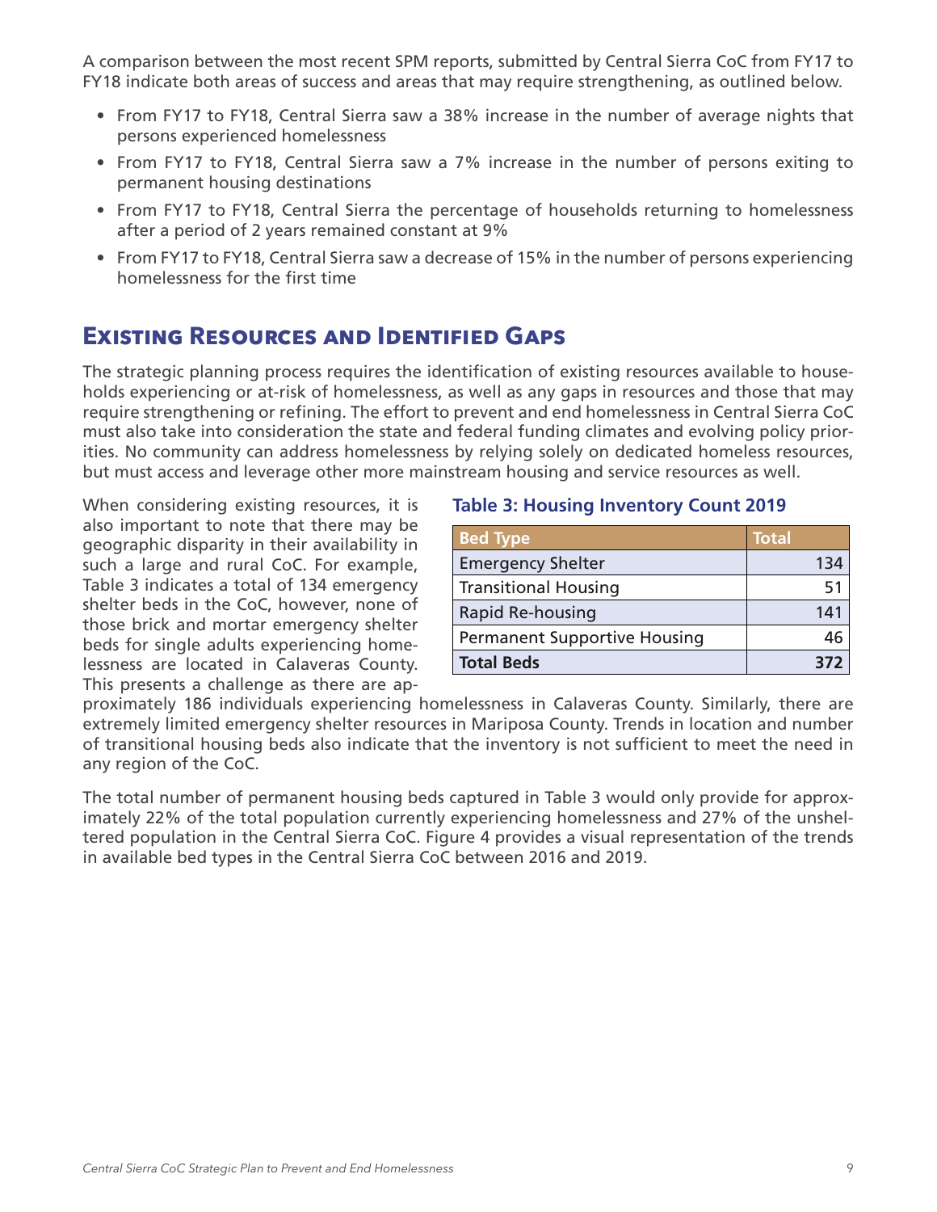A comparison between the most recent SPM reports, submitted by Central Sierra CoC from FY17 to FY18 indicate both areas of success and areas that may require strengthening, as outlined below.

- From FY17 to FY18, Central Sierra saw a 38% increase in the number of average nights that persons experienced homelessness
- From FY17 to FY18, Central Sierra saw a 7% increase in the number of persons exiting to permanent housing destinations
- From FY17 to FY18, Central Sierra the percentage of households returning to homelessness after a period of 2 years remained constant at 9%
- From FY17 to FY18, Central Sierra saw a decrease of 15% in the number of persons experiencing homelessness for the first time

## Existing Resources and Identified Gaps

The strategic planning process requires the identification of existing resources available to households experiencing or at-risk of homelessness, as well as any gaps in resources and those that may require strengthening or refining. The effort to prevent and end homelessness in Central Sierra CoC must also take into consideration the state and federal funding climates and evolving policy priorities. No community can address homelessness by relying solely on dedicated homeless resources, but must access and leverage other more mainstream housing and service resources as well.

When considering existing resources, it is also important to note that there may be geographic disparity in their availability in such a large and rural CoC. For example, Table 3 indicates a total of 134 emergency shelter beds in the CoC, however, none of those brick and mortar emergency shelter beds for single adults experiencing homelessness are located in Calaveras County. This presents a challenge as there are approximately 186 individuals experiencing homelessness in Calaveras County. Similarly, there are extremely limited emergency shelter resources in Mariposa County. Trends in location and number of transitional housing beds also indicate that the inventory is not sufficient to meet the need in any region of the CoC.

**Table 3: Housing Inventory Count 2019**

| Bed Type | Total |
|---|---|
| Emergency Shelter | 134 |
| Transitional Housing | 51 |
| Rapid Re-housing | 141 |
| Permanent Supportive Housing | 46 |
| **Total Beds** | **372** |

The total number of permanent housing beds captured in Table 3 would only provide for approximately 22% of the total population currently experiencing homelessness and 27% of the unsheltered population in the Central Sierra CoC. Figure 4 provides a visual representation of the trends in available bed types in the Central Sierra CoC between 2016 and 2019.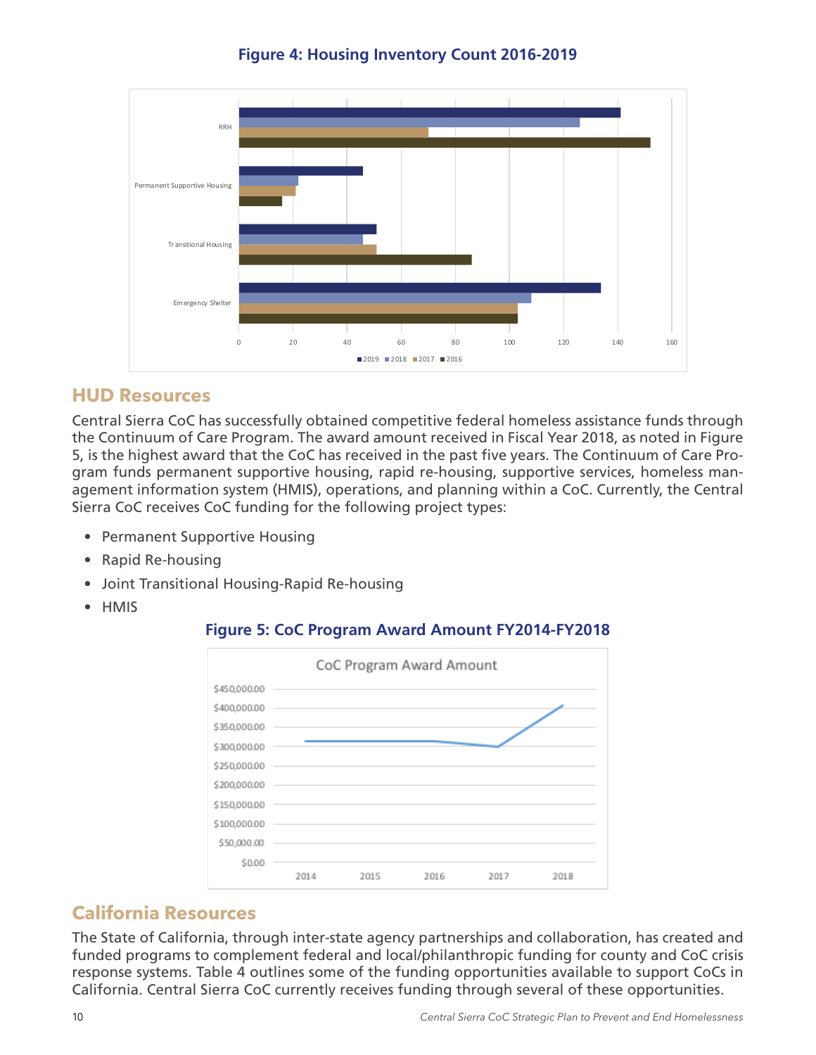**Figure 4: Housing Inventory Count 2016-2019**

## HUD Resources

Central Sierra CoC has successfully obtained competitive federal homeless assistance funds through the Continuum of Care Program. The award amount received in Fiscal Year 2018, as noted in Figure 5, is the highest award that the CoC has received in the past five years. The Continuum of Care Program funds permanent supportive housing, rapid re-housing, supportive services, homeless management information system (HMIS), operations, and planning within a CoC. Currently, the Central Sierra CoC receives CoC funding for the following project types:

- Permanent Supportive Housing
- Rapid Re-housing
- Joint Transitional Housing-Rapid Re-housing
- HMIS

**Figure 5: CoC Program Award Amount FY2014-FY2018**

## California Resources

The State of California, through inter-state agency partnerships and collaboration, has created and funded programs to complement federal and local/philanthropic funding for county and CoC crisis response systems. Table 4 outlines some of the funding opportunities available to support CoCs in California. Central Sierra CoC currently receives funding through several of these opportunities.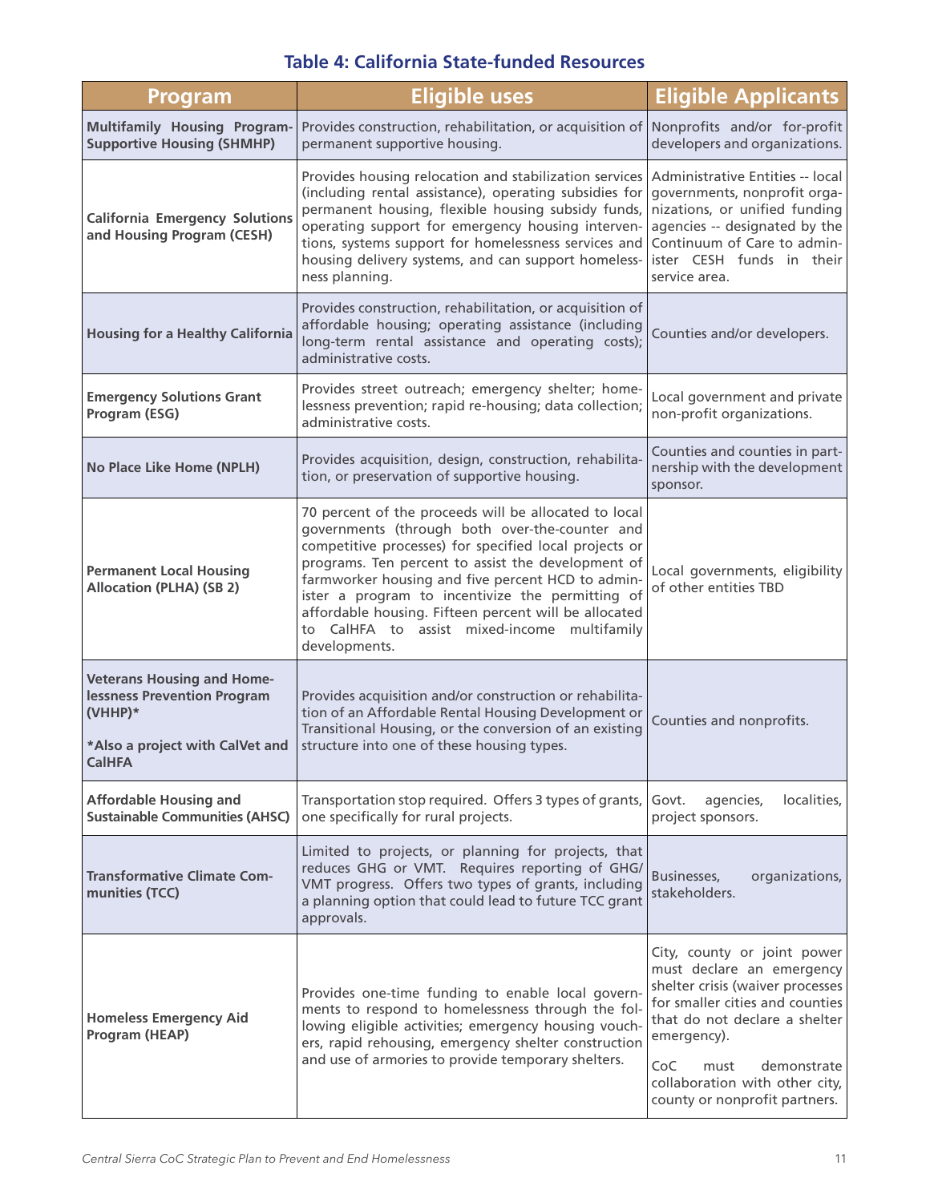### Table 4: California State-funded Resources

| Program | Eligible uses | Eligible Applicants |
|---|---|---|
| **Multifamily Housing Program-Supportive Housing (SHMHP)** | Provides construction, rehabilitation, or acquisition of permanent supportive housing. | Nonprofits and/or for-profit developers and organizations. |
| **California Emergency Solutions and Housing Program (CESH)** | Provides housing relocation and stabilization services (including rental assistance), operating subsidies for permanent housing, flexible housing subsidy funds, operating support for emergency housing interventions, systems support for homelessness services and housing delivery systems, and can support homelessness planning. | Administrative Entities -- local governments, nonprofit organizations, or unified funding agencies -- designated by the Continuum of Care to administer CESH funds in their service area. |
| **Housing for a Healthy California** | Provides construction, rehabilitation, or acquisition of affordable housing; operating assistance (including long-term rental assistance and operating costs); administrative costs. | Counties and/or developers. |
| **Emergency Solutions Grant Program (ESG)** | Provides street outreach; emergency shelter; homelessness prevention; rapid re-housing; data collection; administrative costs. | Local government and private non-profit organizations. |
| **No Place Like Home (NPLH)** | Provides acquisition, design, construction, rehabilitation, or preservation of supportive housing. | Counties and counties in partnership with the development sponsor. |
| **Permanent Local Housing Allocation (PLHA) (SB 2)** | 70 percent of the proceeds will be allocated to local governments (through both over-the-counter and competitive processes) for specified local projects or programs. Ten percent to assist the development of farmworker housing and five percent HCD to administer a program to incentivize the permitting of affordable housing. Fifteen percent will be allocated to CalHFA to assist mixed-income multifamily developments. | Local governments, eligibility of other entities TBD |
| **Veterans Housing and Homelessness Prevention Program (VHHP)*** <br><br> ***Also a project with CalVet and CalHFA** | Provides acquisition and/or construction or rehabilitation of an Affordable Rental Housing Development or Transitional Housing, or the conversion of an existing structure into one of these housing types. | Counties and nonprofits. |
| **Affordable Housing and Sustainable Communities (AHSC)** | Transportation stop required. Offers 3 types of grants, one specifically for rural projects. | Govt. agencies, localities, project sponsors. |
| **Transformative Climate Communities (TCC)** | Limited to projects, or planning for projects, that reduces GHG or VMT. Requires reporting of GHG/VMT progress. Offers two types of grants, including a planning option that could lead to future TCC grant approvals. | Businesses, organizations, stakeholders. |
| **Homeless Emergency Aid Program (HEAP)** | Provides one-time funding to enable local governments to respond to homelessness through the following eligible activities; emergency housing vouchers, rapid rehousing, emergency shelter construction and use of armories to provide temporary shelters. | City, county or joint power must declare an emergency shelter crisis (waiver processes for smaller cities and counties that do not declare a shelter emergency). <br><br> CoC must demonstrate collaboration with other city, county or nonprofit partners. |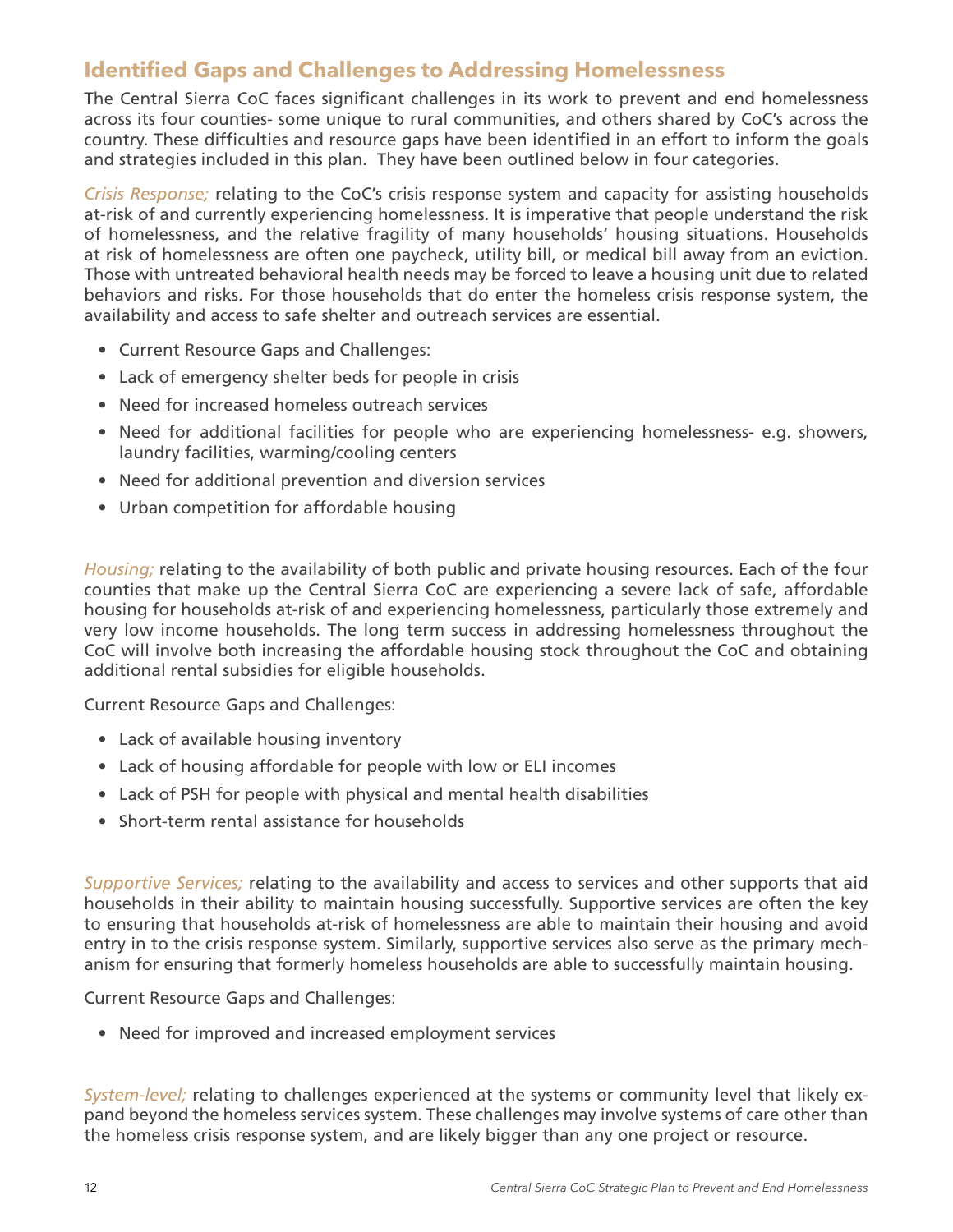## Identified Gaps and Challenges to Addressing Homelessness

The Central Sierra CoC faces significant challenges in its work to prevent and end homelessness across its four counties- some unique to rural communities, and others shared by CoC's across the country. These difficulties and resource gaps have been identified in an effort to inform the goals and strategies included in this plan. They have been outlined below in four categories.

*Crisis Response;* relating to the CoC's crisis response system and capacity for assisting households at-risk of and currently experiencing homelessness. It is imperative that people understand the risk of homelessness, and the relative fragility of many households' housing situations. Households at risk of homelessness are often one paycheck, utility bill, or medical bill away from an eviction. Those with untreated behavioral health needs may be forced to leave a housing unit due to related behaviors and risks. For those households that do enter the homeless crisis response system, the availability and access to safe shelter and outreach services are essential.

- Current Resource Gaps and Challenges:
- Lack of emergency shelter beds for people in crisis
- Need for increased homeless outreach services
- Need for additional facilities for people who are experiencing homelessness- e.g. showers, laundry facilities, warming/cooling centers
- Need for additional prevention and diversion services
- Urban competition for affordable housing

*Housing;* relating to the availability of both public and private housing resources. Each of the four counties that make up the Central Sierra CoC are experiencing a severe lack of safe, affordable housing for households at-risk of and experiencing homelessness, particularly those extremely and very low income households. The long term success in addressing homelessness throughout the CoC will involve both increasing the affordable housing stock throughout the CoC and obtaining additional rental subsidies for eligible households.

Current Resource Gaps and Challenges:

- Lack of available housing inventory
- Lack of housing affordable for people with low or ELI incomes
- Lack of PSH for people with physical and mental health disabilities
- Short-term rental assistance for households

*Supportive Services;* relating to the availability and access to services and other supports that aid households in their ability to maintain housing successfully. Supportive services are often the key to ensuring that households at-risk of homelessness are able to maintain their housing and avoid entry in to the crisis response system. Similarly, supportive services also serve as the primary mechanism for ensuring that formerly homeless households are able to successfully maintain housing.

Current Resource Gaps and Challenges:

- Need for improved and increased employment services

*System-level;* relating to challenges experienced at the systems or community level that likely expand beyond the homeless services system. These challenges may involve systems of care other than the homeless crisis response system, and are likely bigger than any one project or resource.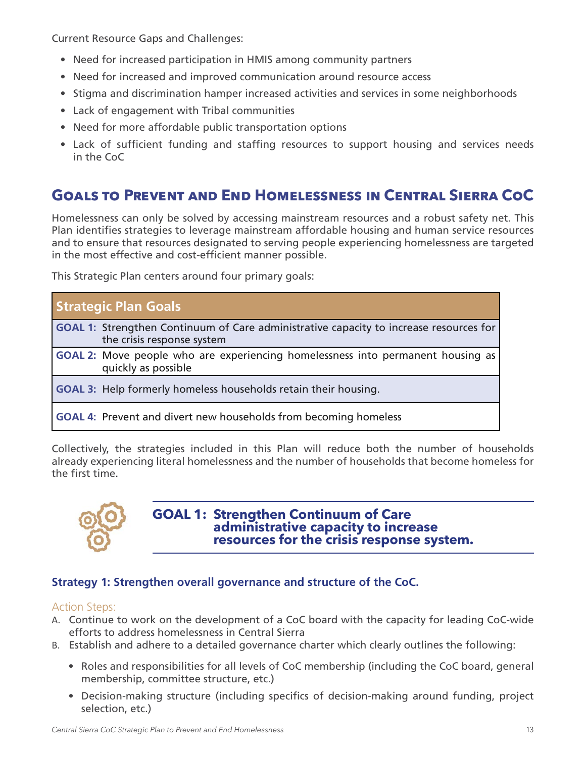Current Resource Gaps and Challenges:

- Need for increased participation in HMIS among community partners
- Need for increased and improved communication around resource access
- Stigma and discrimination hamper increased activities and services in some neighborhoods
- Lack of engagement with Tribal communities
- Need for more affordable public transportation options
- Lack of sufficient funding and staffing resources to support housing and services needs in the CoC

## Goals to Prevent and End Homelessness in Central Sierra CoC

Homelessness can only be solved by accessing mainstream resources and a robust safety net. This Plan identifies strategies to leverage mainstream affordable housing and human service resources and to ensure that resources designated to serving people experiencing homelessness are targeted in the most effective and cost-efficient manner possible.

This Strategic Plan centers around four primary goals:

| Strategic Plan Goals | |
|---|---|
| **GOAL 1:** | Strengthen Continuum of Care administrative capacity to increase resources for the crisis response system |
| **GOAL 2:** | Move people who are experiencing homelessness into permanent housing as quickly as possible |
| **GOAL 3:** | Help formerly homeless households retain their housing. |
| **GOAL 4:** | Prevent and divert new households from becoming homeless |

Collectively, the strategies included in this Plan will reduce both the number of households already experiencing literal homelessness and the number of households that become homeless for the first time.

## GOAL 1: Strengthen Continuum of Care administrative capacity to increase resources for the crisis response system.

### Strategy 1: Strengthen overall governance and structure of the CoC.

Action Steps:

A. Continue to work on the development of a CoC board with the capacity for leading CoC-wide efforts to address homelessness in Central Sierra

B. Establish and adhere to a detailed governance charter which clearly outlines the following:

- Roles and responsibilities for all levels of CoC membership (including the CoC board, general membership, committee structure, etc.)
- Decision-making structure (including specifics of decision-making around funding, project selection, etc.)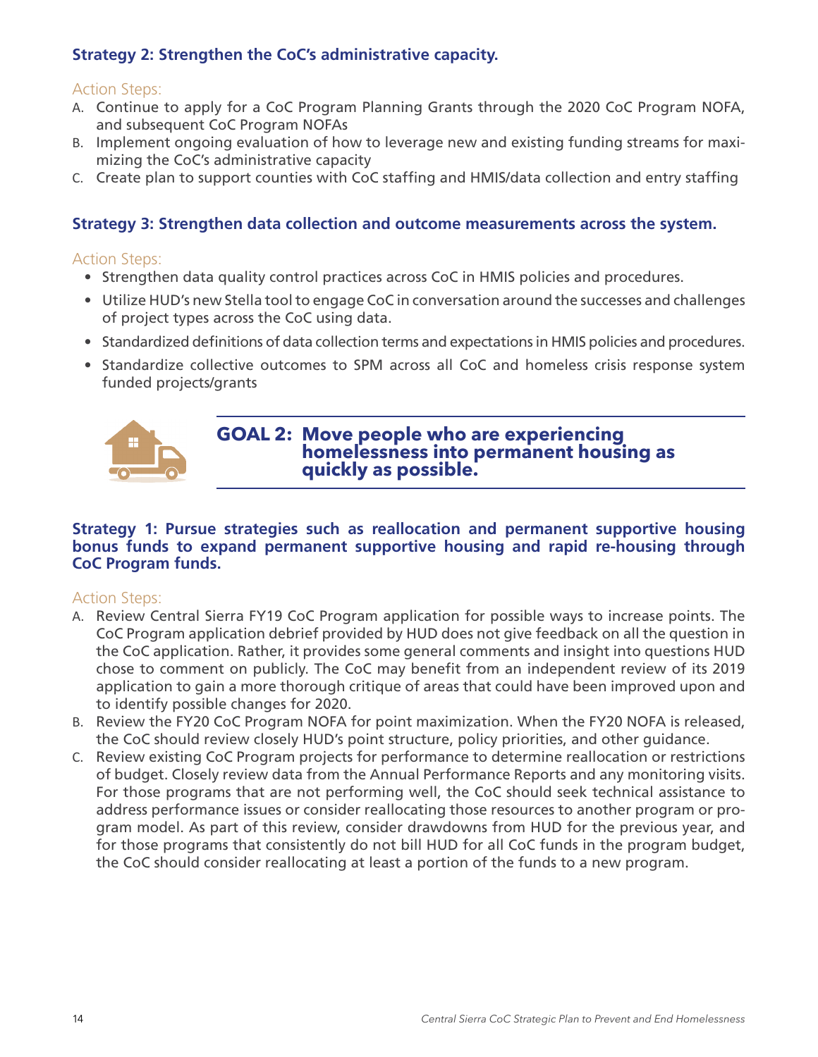### Strategy 2: Strengthen the CoC's administrative capacity.

Action Steps:

A. Continue to apply for a CoC Program Planning Grants through the 2020 CoC Program NOFA, and subsequent CoC Program NOFAs
B. Implement ongoing evaluation of how to leverage new and existing funding streams for maximizing the CoC's administrative capacity
C. Create plan to support counties with CoC staffing and HMIS/data collection and entry staffing

### Strategy 3: Strengthen data collection and outcome measurements across the system.

Action Steps:

- Strengthen data quality control practices across CoC in HMIS policies and procedures.
- Utilize HUD's new Stella tool to engage CoC in conversation around the successes and challenges of project types across the CoC using data.
- Standardized definitions of data collection terms and expectations in HMIS policies and procedures.
- Standardize collective outcomes to SPM across all CoC and homeless crisis response system funded projects/grants

## GOAL 2: Move people who are experiencing homelessness into permanent housing as quickly as possible.

### Strategy 1: Pursue strategies such as reallocation and permanent supportive housing bonus funds to expand permanent supportive housing and rapid re-housing through CoC Program funds.

Action Steps:

A. Review Central Sierra FY19 CoC Program application for possible ways to increase points. The CoC Program application debrief provided by HUD does not give feedback on all the question in the CoC application. Rather, it provides some general comments and insight into questions HUD chose to comment on publicly. The CoC may benefit from an independent review of its 2019 application to gain a more thorough critique of areas that could have been improved upon and to identify possible changes for 2020.
B. Review the FY20 CoC Program NOFA for point maximization. When the FY20 NOFA is released, the CoC should review closely HUD's point structure, policy priorities, and other guidance.
C. Review existing CoC Program projects for performance to determine reallocation or restrictions of budget. Closely review data from the Annual Performance Reports and any monitoring visits. For those programs that are not performing well, the CoC should seek technical assistance to address performance issues or consider reallocating those resources to another program or program model. As part of this review, consider drawdowns from HUD for the previous year, and for those programs that consistently do not bill HUD for all CoC funds in the program budget, the CoC should consider reallocating at least a portion of the funds to a new program.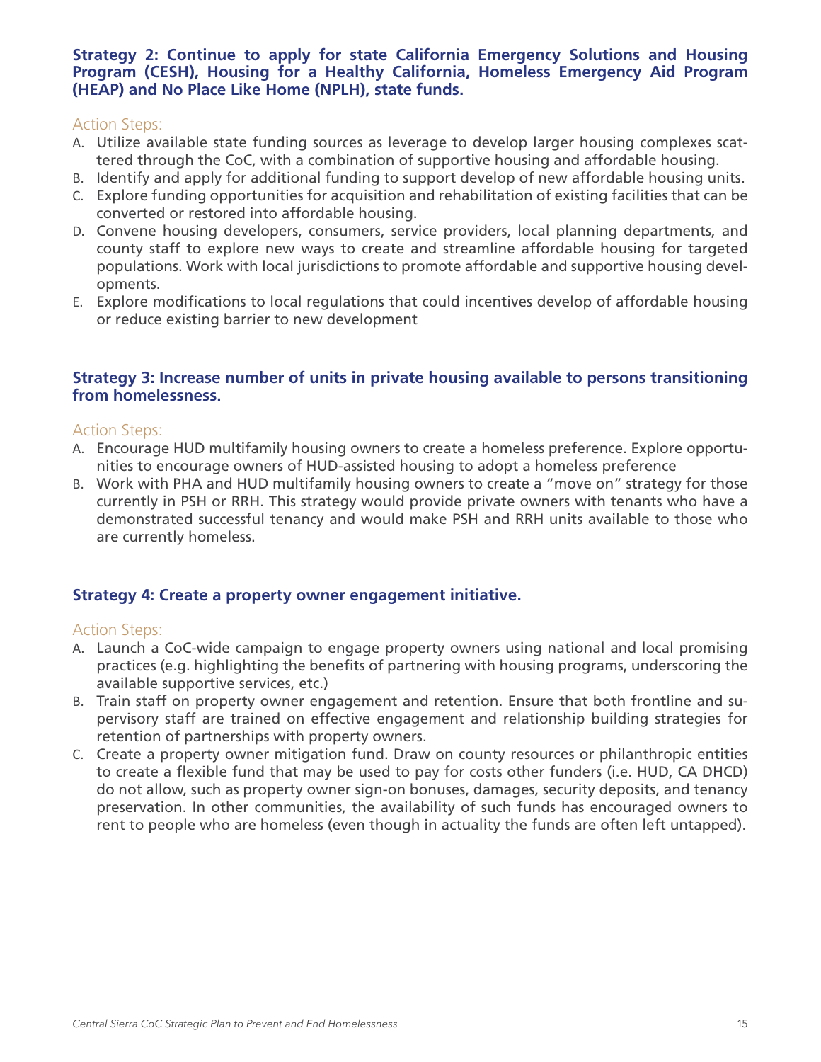### Strategy 2: Continue to apply for state California Emergency Solutions and Housing Program (CESH), Housing for a Healthy California, Homeless Emergency Aid Program (HEAP) and No Place Like Home (NPLH), state funds.

Action Steps:

A. Utilize available state funding sources as leverage to develop larger housing complexes scattered through the CoC, with a combination of supportive housing and affordable housing.
B. Identify and apply for additional funding to support develop of new affordable housing units.
C. Explore funding opportunities for acquisition and rehabilitation of existing facilities that can be converted or restored into affordable housing.
D. Convene housing developers, consumers, service providers, local planning departments, and county staff to explore new ways to create and streamline affordable housing for targeted populations. Work with local jurisdictions to promote affordable and supportive housing developments.
E. Explore modifications to local regulations that could incentives develop of affordable housing or reduce existing barrier to new development

### Strategy 3: Increase number of units in private housing available to persons transitioning from homelessness.

Action Steps:

A. Encourage HUD multifamily housing owners to create a homeless preference. Explore opportunities to encourage owners of HUD-assisted housing to adopt a homeless preference
B. Work with PHA and HUD multifamily housing owners to create a "move on" strategy for those currently in PSH or RRH. This strategy would provide private owners with tenants who have a demonstrated successful tenancy and would make PSH and RRH units available to those who are currently homeless.

### Strategy 4: Create a property owner engagement initiative.

Action Steps:

A. Launch a CoC-wide campaign to engage property owners using national and local promising practices (e.g. highlighting the benefits of partnering with housing programs, underscoring the available supportive services, etc.)
B. Train staff on property owner engagement and retention. Ensure that both frontline and supervisory staff are trained on effective engagement and relationship building strategies for retention of partnerships with property owners.
C. Create a property owner mitigation fund. Draw on county resources or philanthropic entities to create a flexible fund that may be used to pay for costs other funders (i.e. HUD, CA DHCD) do not allow, such as property owner sign-on bonuses, damages, security deposits, and tenancy preservation. In other communities, the availability of such funds has encouraged owners to rent to people who are homeless (even though in actuality the funds are often left untapped).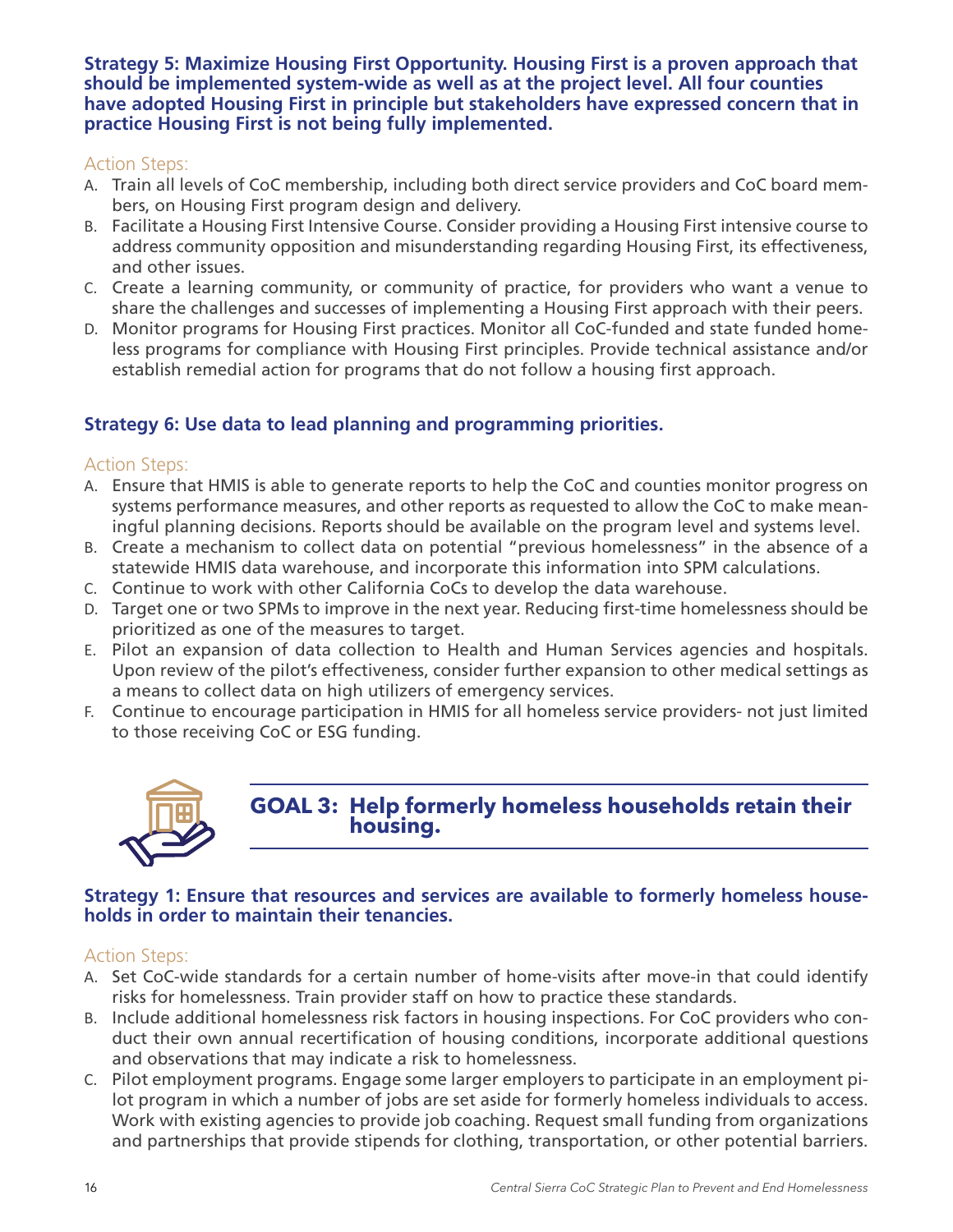**Strategy 5: Maximize Housing First Opportunity. Housing First is a proven approach that should be implemented system-wide as well as at the project level. All four counties have adopted Housing First in principle but stakeholders have expressed concern that in practice Housing First is not being fully implemented.**

Action Steps:

A. Train all levels of CoC membership, including both direct service providers and CoC board members, on Housing First program design and delivery.
B. Facilitate a Housing First Intensive Course. Consider providing a Housing First intensive course to address community opposition and misunderstanding regarding Housing First, its effectiveness, and other issues.
C. Create a learning community, or community of practice, for providers who want a venue to share the challenges and successes of implementing a Housing First approach with their peers.
D. Monitor programs for Housing First practices. Monitor all CoC-funded and state funded homeless programs for compliance with Housing First principles. Provide technical assistance and/or establish remedial action for programs that do not follow a housing first approach.

**Strategy 6: Use data to lead planning and programming priorities.**

Action Steps:

A. Ensure that HMIS is able to generate reports to help the CoC and counties monitor progress on systems performance measures, and other reports as requested to allow the CoC to make meaningful planning decisions. Reports should be available on the program level and systems level.
B. Create a mechanism to collect data on potential "previous homelessness" in the absence of a statewide HMIS data warehouse, and incorporate this information into SPM calculations.
C. Continue to work with other California CoCs to develop the data warehouse.
D. Target one or two SPMs to improve in the next year. Reducing first-time homelessness should be prioritized as one of the measures to target.
E. Pilot an expansion of data collection to Health and Human Services agencies and hospitals. Upon review of the pilot's effectiveness, consider further expansion to other medical settings as a means to collect data on high utilizers of emergency services.
F. Continue to encourage participation in HMIS for all homeless service providers- not just limited to those receiving CoC or ESG funding.

## GOAL 3: Help formerly homeless households retain their housing.

**Strategy 1: Ensure that resources and services are available to formerly homeless households in order to maintain their tenancies.**

Action Steps:

A. Set CoC-wide standards for a certain number of home-visits after move-in that could identify risks for homelessness. Train provider staff on how to practice these standards.
B. Include additional homelessness risk factors in housing inspections. For CoC providers who conduct their own annual recertification of housing conditions, incorporate additional questions and observations that may indicate a risk to homelessness.
C. Pilot employment programs. Engage some larger employers to participate in an employment pilot program in which a number of jobs are set aside for formerly homeless individuals to access. Work with existing agencies to provide job coaching. Request small funding from organizations and partnerships that provide stipends for clothing, transportation, or other potential barriers.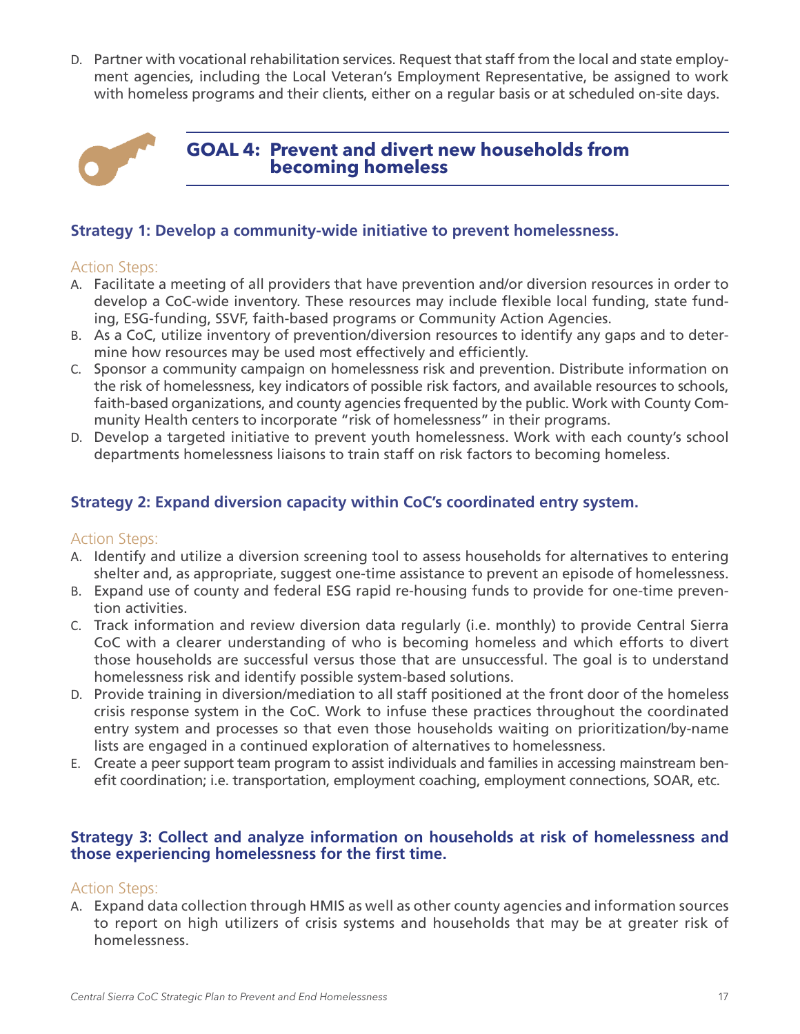D. Partner with vocational rehabilitation services. Request that staff from the local and state employment agencies, including the Local Veteran's Employment Representative, be assigned to work with homeless programs and their clients, either on a regular basis or at scheduled on-site days.

## GOAL 4: Prevent and divert new households from becoming homeless

### Strategy 1: Develop a community-wide initiative to prevent homelessness.

Action Steps:

A. Facilitate a meeting of all providers that have prevention and/or diversion resources in order to develop a CoC-wide inventory. These resources may include flexible local funding, state funding, ESG-funding, SSVF, faith-based programs or Community Action Agencies.
B. As a CoC, utilize inventory of prevention/diversion resources to identify any gaps and to determine how resources may be used most effectively and efficiently.
C. Sponsor a community campaign on homelessness risk and prevention. Distribute information on the risk of homelessness, key indicators of possible risk factors, and available resources to schools, faith-based organizations, and county agencies frequented by the public. Work with County Community Health centers to incorporate "risk of homelessness" in their programs.
D. Develop a targeted initiative to prevent youth homelessness. Work with each county's school departments homelessness liaisons to train staff on risk factors to becoming homeless.

### Strategy 2: Expand diversion capacity within CoC's coordinated entry system.

Action Steps:

A. Identify and utilize a diversion screening tool to assess households for alternatives to entering shelter and, as appropriate, suggest one-time assistance to prevent an episode of homelessness.
B. Expand use of county and federal ESG rapid re-housing funds to provide for one-time prevention activities.
C. Track information and review diversion data regularly (i.e. monthly) to provide Central Sierra CoC with a clearer understanding of who is becoming homeless and which efforts to divert those households are successful versus those that are unsuccessful. The goal is to understand homelessness risk and identify possible system-based solutions.
D. Provide training in diversion/mediation to all staff positioned at the front door of the homeless crisis response system in the CoC. Work to infuse these practices throughout the coordinated entry system and processes so that even those households waiting on prioritization/by-name lists are engaged in a continued exploration of alternatives to homelessness.
E. Create a peer support team program to assist individuals and families in accessing mainstream benefit coordination; i.e. transportation, employment coaching, employment connections, SOAR, etc.

### Strategy 3: Collect and analyze information on households at risk of homelessness and those experiencing homelessness for the first time.

Action Steps:

A. Expand data collection through HMIS as well as other county agencies and information sources to report on high utilizers of crisis systems and households that may be at greater risk of homelessness.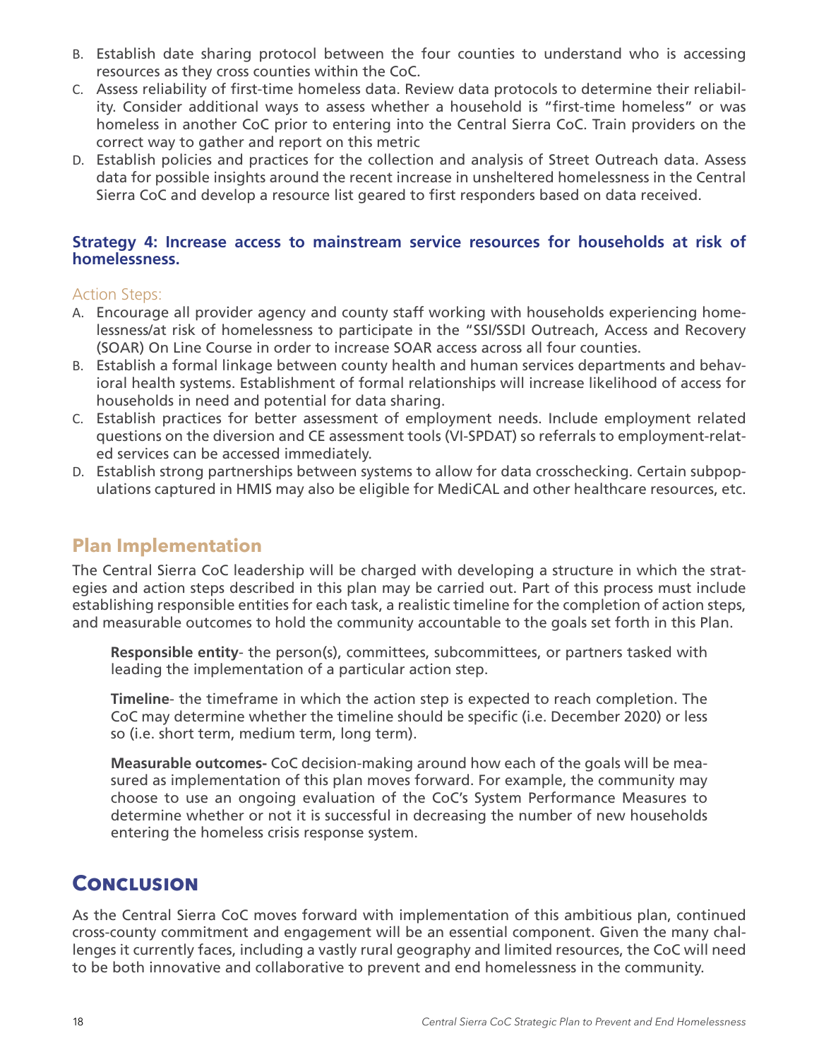B. Establish date sharing protocol between the four counties to understand who is accessing resources as they cross counties within the CoC.
C. Assess reliability of first-time homeless data. Review data protocols to determine their reliability. Consider additional ways to assess whether a household is "first-time homeless" or was homeless in another CoC prior to entering into the Central Sierra CoC. Train providers on the correct way to gather and report on this metric
D. Establish policies and practices for the collection and analysis of Street Outreach data. Assess data for possible insights around the recent increase in unsheltered homelessness in the Central Sierra CoC and develop a resource list geared to first responders based on data received.

### Strategy 4: Increase access to mainstream service resources for households at risk of homelessness.

Action Steps:

A. Encourage all provider agency and county staff working with households experiencing homelessness/at risk of homelessness to participate in the "SSI/SSDI Outreach, Access and Recovery (SOAR) On Line Course in order to increase SOAR access across all four counties.
B. Establish a formal linkage between county health and human services departments and behavioral health systems. Establishment of formal relationships will increase likelihood of access for households in need and potential for data sharing.
C. Establish practices for better assessment of employment needs. Include employment related questions on the diversion and CE assessment tools (VI-SPDAT) so referrals to employment-related services can be accessed immediately.
D. Establish strong partnerships between systems to allow for data crosschecking. Certain subpopulations captured in HMIS may also be eligible for MediCAL and other healthcare resources, etc.

## Plan Implementation

The Central Sierra CoC leadership will be charged with developing a structure in which the strategies and action steps described in this plan may be carried out. Part of this process must include establishing responsible entities for each task, a realistic timeline for the completion of action steps, and measurable outcomes to hold the community accountable to the goals set forth in this Plan.

**Responsible entity**- the person(s), committees, subcommittees, or partners tasked with leading the implementation of a particular action step.

**Timeline**- the timeframe in which the action step is expected to reach completion. The CoC may determine whether the timeline should be specific (i.e. December 2020) or less so (i.e. short term, medium term, long term).

**Measurable outcomes-** CoC decision-making around how each of the goals will be measured as implementation of this plan moves forward. For example, the community may choose to use an ongoing evaluation of the CoC's System Performance Measures to determine whether or not it is successful in decreasing the number of new households entering the homeless crisis response system.

# Conclusion

As the Central Sierra CoC moves forward with implementation of this ambitious plan, continued cross-county commitment and engagement will be an essential component. Given the many challenges it currently faces, including a vastly rural geography and limited resources, the CoC will need to be both innovative and collaborative to prevent and end homelessness in the community.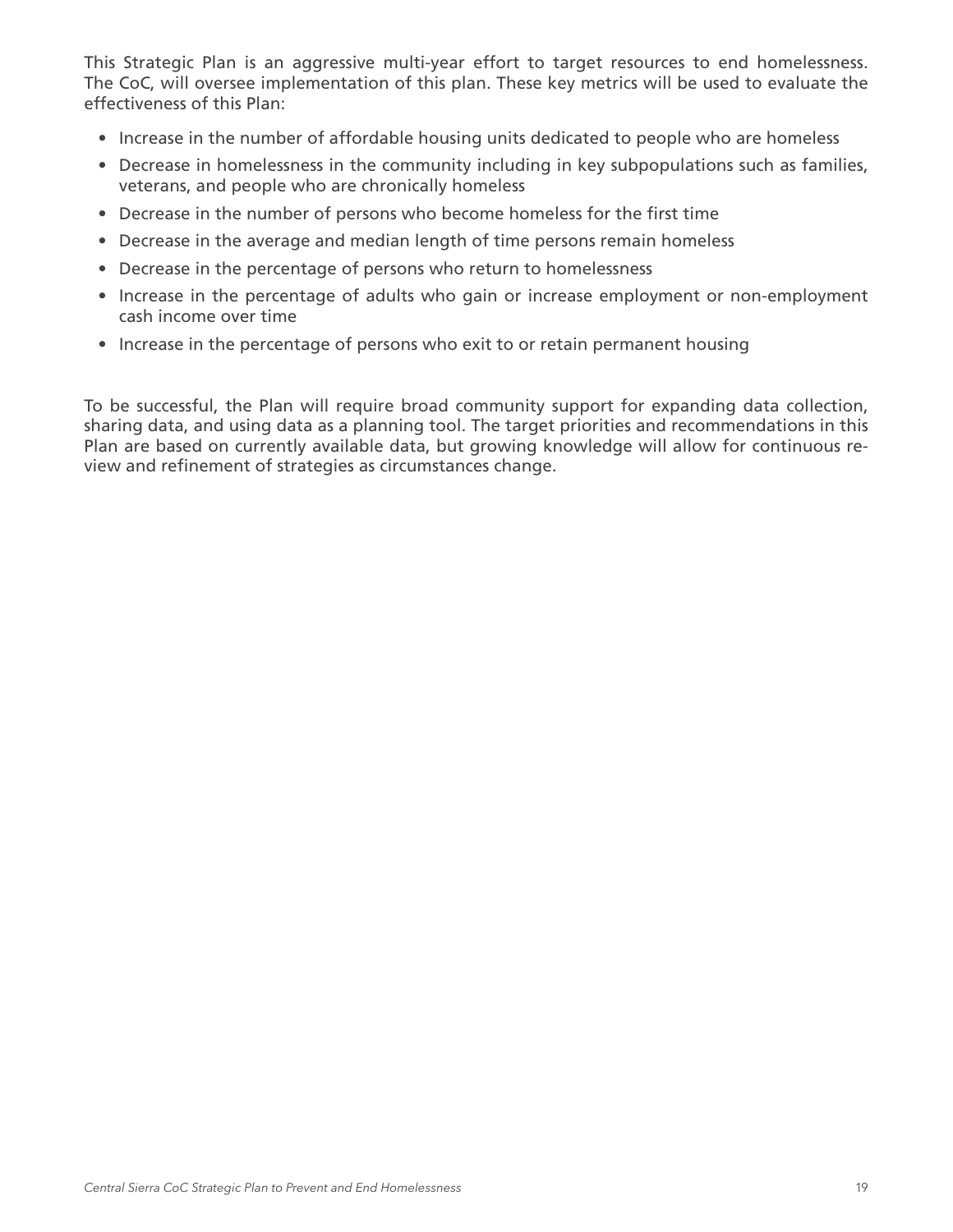This Strategic Plan is an aggressive multi-year effort to target resources to end homelessness. The CoC, will oversee implementation of this plan. These key metrics will be used to evaluate the effectiveness of this Plan:

- Increase in the number of affordable housing units dedicated to people who are homeless
- Decrease in homelessness in the community including in key subpopulations such as families, veterans, and people who are chronically homeless
- Decrease in the number of persons who become homeless for the first time
- Decrease in the average and median length of time persons remain homeless
- Decrease in the percentage of persons who return to homelessness
- Increase in the percentage of adults who gain or increase employment or non-employment cash income over time
- Increase in the percentage of persons who exit to or retain permanent housing

To be successful, the Plan will require broad community support for expanding data collection, sharing data, and using data as a planning tool. The target priorities and recommendations in this Plan are based on currently available data, but growing knowledge will allow for continuous review and refinement of strategies as circumstances change.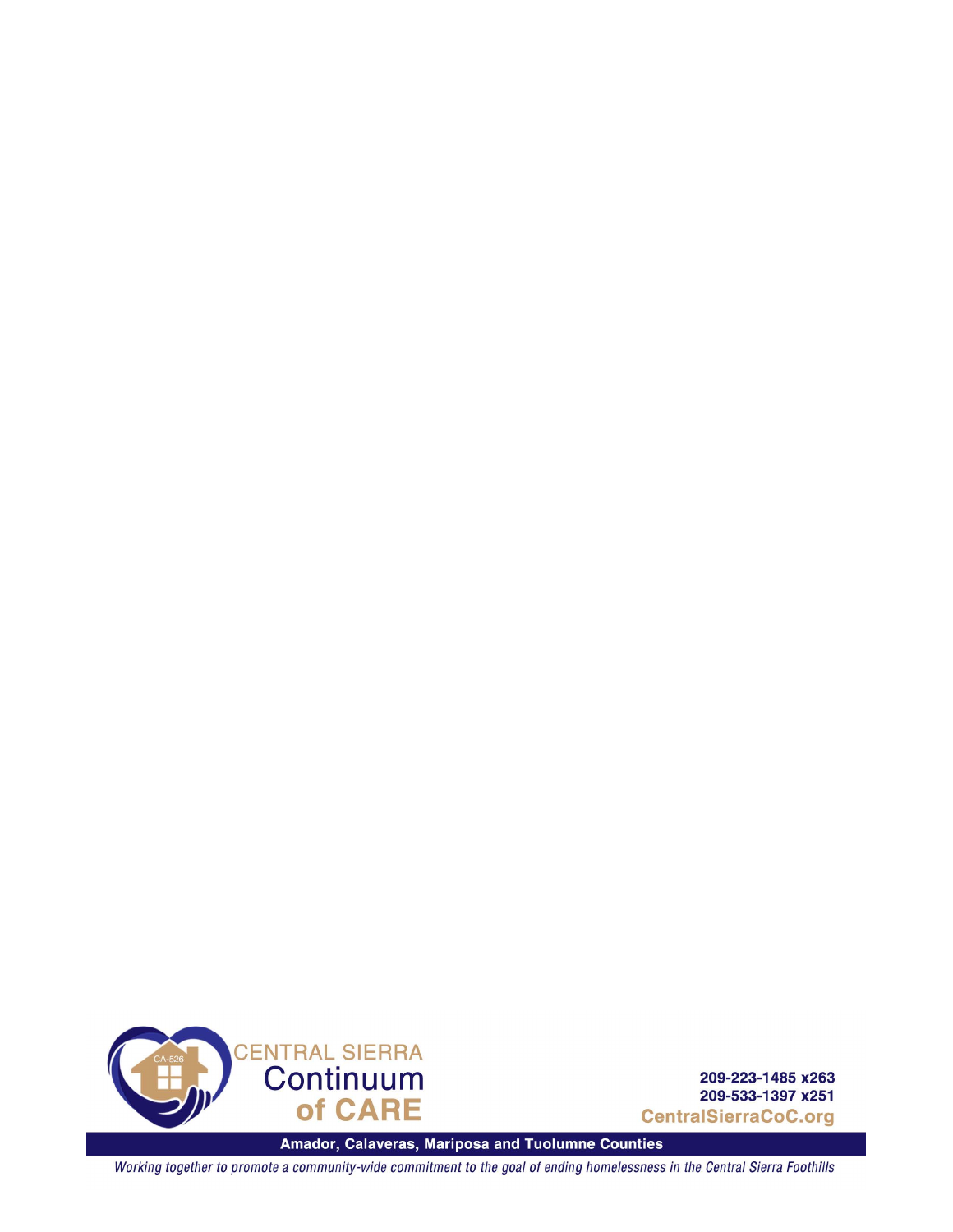CENTRAL SIERRA
Continuum
of CARE

209-223-1485 x263
209-533-1397 x251
CentralSierraCoC.org

**Amador, Calaveras, Mariposa and Tuolumne Counties**

*Working together to promote a community-wide commitment to the goal of ending homelessness in the Central Sierra Foothills*